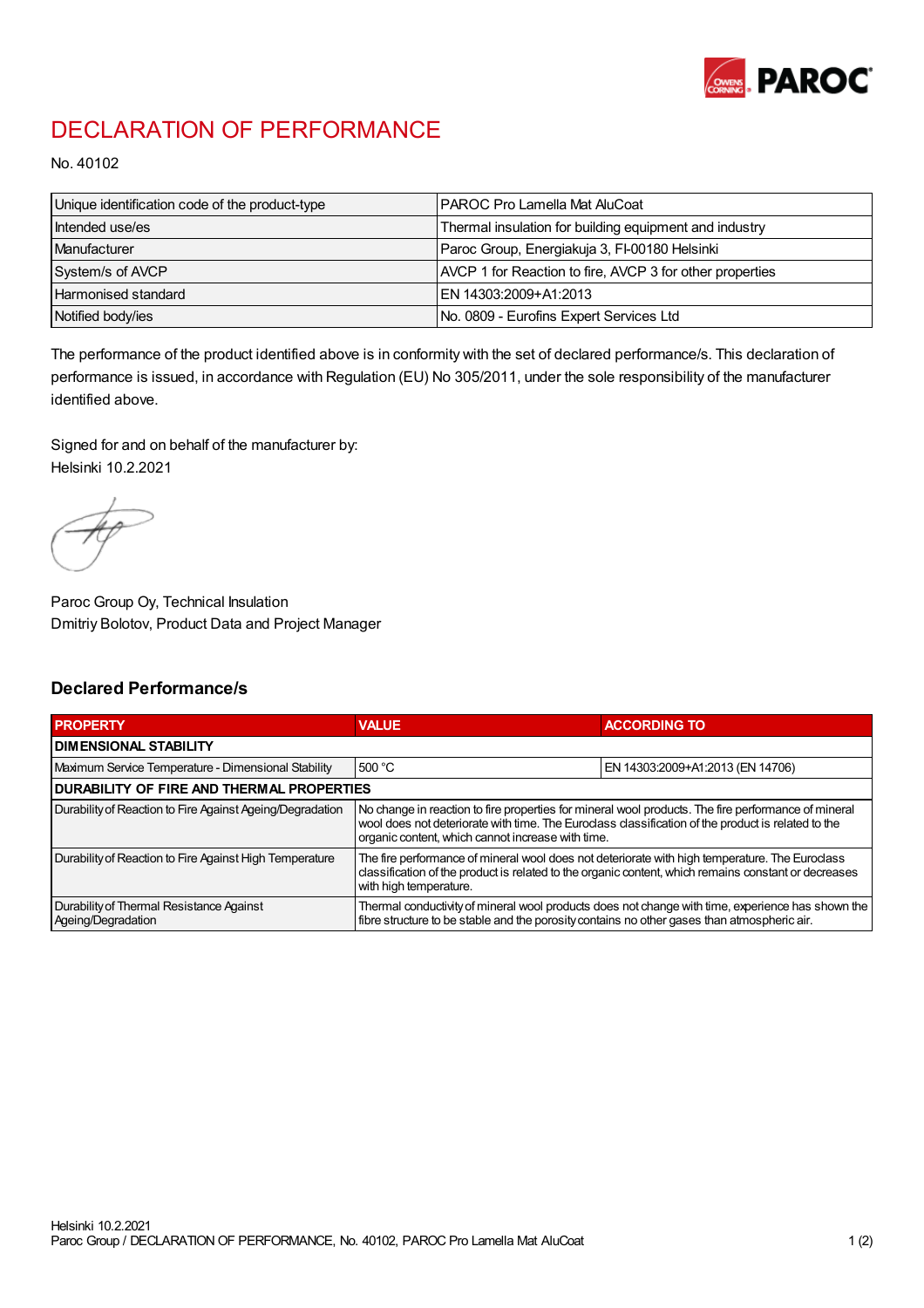# DECLARATION OF PERFORMANCE

No. 40102

| Unique identification code of the product-type | PAROC Pro Lamella Mat AluCoat |
|---|---|
| Intended use/es | Thermal insulation for building equipment and industry |
| Manufacturer | Paroc Group, Energiakuja 3, FI-00180 Helsinki |
| System/s of AVCP | AVCP 1 for Reaction to fire, AVCP 3 for other properties |
| Harmonised standard | EN 14303:2009+A1:2013 |
| Notified body/ies | No. 0809 - Eurofins Expert Services Ltd |

The performance of the product identified above is in conformity with the set of declared performance/s. This declaration of performance is issued, in accordance with Regulation (EU) No 305/2011, under the sole responsibility of the manufacturer identified above.

Signed for and on behalf of the manufacturer by:
Helsinki 10.2.2021

Paroc Group Oy, Technical Insulation
Dmitriy Bolotov, Product Data and Project Manager

## Declared Performance/s

| PROPERTY | VALUE | ACCORDING TO |
|---|---|---|
| **DIMENSIONAL STABILITY** | | |
| Maximum Service Temperature - Dimensional Stability | 500 °C | EN 14303:2009+A1:2013 (EN 14706) |
| **DURABILITY OF FIRE AND THERMAL PROPERTIES** | | |
| Durability of Reaction to Fire Against Ageing/Degradation | No change in reaction to fire properties for mineral wool products. The fire performance of mineral wool does not deteriorate with time. The Euroclass classification of the product is related to the organic content, which cannot increase with time. | |
| Durability of Reaction to Fire Against High Temperature | The fire performance of mineral wool does not deteriorate with high temperature. The Euroclass classification of the product is related to the organic content, which remains constant or decreases with high temperature. | |
| Durability of Thermal Resistance Against Ageing/Degradation | Thermal conductivity of mineral wool products does not change with time, experience has shown the fibre structure to be stable and the porosity contains no other gases than atmospheric air. | |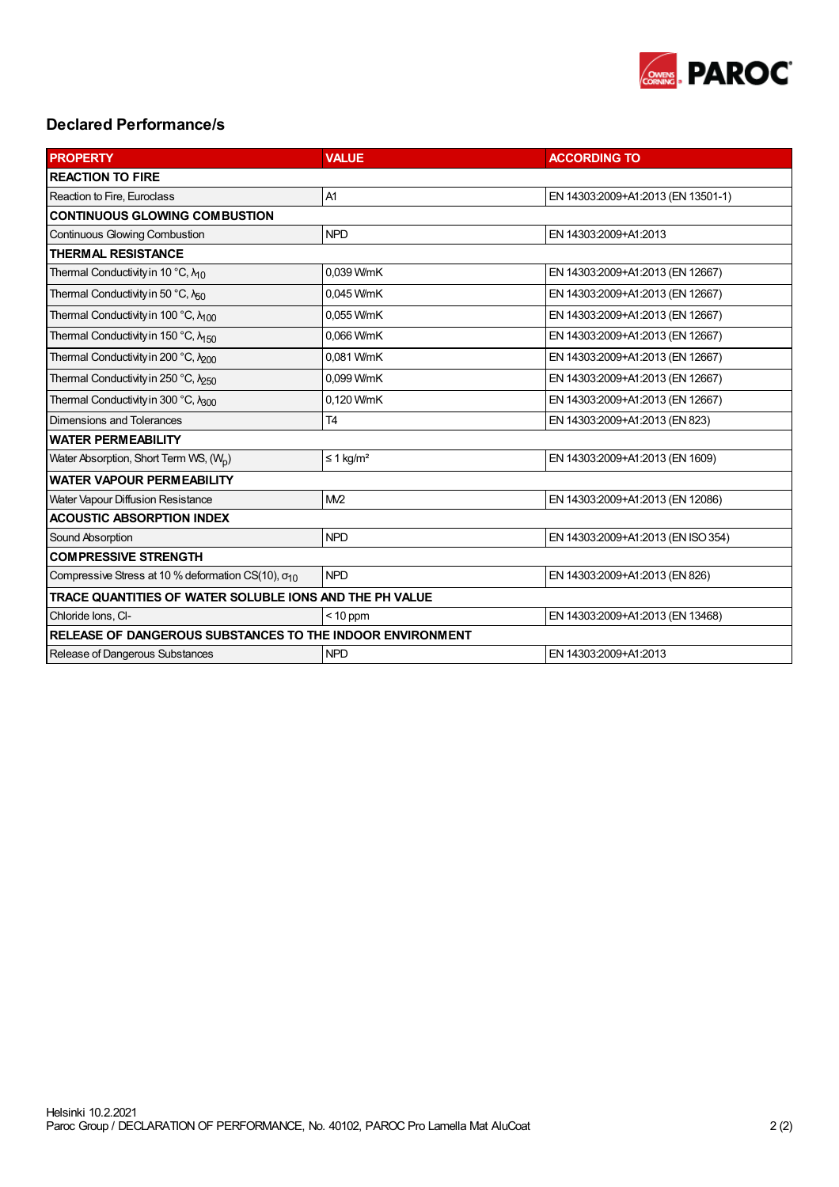## Declared Performance/s

| PROPERTY | VALUE | ACCORDING TO |
|---|---|---|
| **REACTION TO FIRE** | | |
| Reaction to Fire, Euroclass | A1 | EN 14303:2009+A1:2013 (EN 13501-1) |
| **CONTINUOUS GLOWING COMBUSTION** | | |
| Continuous Glowing Combustion | NPD | EN 14303:2009+A1:2013 |
| **THERMAL RESISTANCE** | | |
| Thermal Conductivity in 10 °C, $\lambda_{10}$ | 0,039 W/mK | EN 14303:2009+A1:2013 (EN 12667) |
| Thermal Conductivity in 50 °C, $\lambda_{50}$ | 0,045 W/mK | EN 14303:2009+A1:2013 (EN 12667) |
| Thermal Conductivity in 100 °C, $\lambda_{100}$ | 0,055 W/mK | EN 14303:2009+A1:2013 (EN 12667) |
| Thermal Conductivity in 150 °C, $\lambda_{150}$ | 0,066 W/mK | EN 14303:2009+A1:2013 (EN 12667) |
| Thermal Conductivity in 200 °C, $\lambda_{200}$ | 0,081 W/mK | EN 14303:2009+A1:2013 (EN 12667) |
| Thermal Conductivity in 250 °C, $\lambda_{250}$ | 0,099 W/mK | EN 14303:2009+A1:2013 (EN 12667) |
| Thermal Conductivity in 300 °C, $\lambda_{300}$ | 0,120 W/mK | EN 14303:2009+A1:2013 (EN 12667) |
| Dimensions and Tolerances | T4 | EN 14303:2009+A1:2013 (EN 823) |
| **WATER PERMEABILITY** | | |
| Water Absorption, Short Term WS, ($W_p$) | ≤ 1 kg/m² | EN 14303:2009+A1:2013 (EN 1609) |
| **WATER VAPOUR PERMEABILITY** | | |
| Water Vapour Diffusion Resistance | MV2 | EN 14303:2009+A1:2013 (EN 12086) |
| **ACOUSTIC ABSORPTION INDEX** | | |
| Sound Absorption | NPD | EN 14303:2009+A1:2013 (EN ISO 354) |
| **COMPRESSIVE STRENGTH** | | |
| Compressive Stress at 10 % deformation CS(10), $\sigma_{10}$ | NPD | EN 14303:2009+A1:2013 (EN 826) |
| **TRACE QUANTITIES OF WATER SOLUBLE IONS AND THE PH VALUE** | | |
| Chloride Ions, Cl- | < 10 ppm | EN 14303:2009+A1:2013 (EN 13468) |
| **RELEASE OF DANGEROUS SUBSTANCES TO THE INDOOR ENVIRONMENT** | | |
| Release of Dangerous Substances | NPD | EN 14303:2009+A1:2013 |

Helsinki 10.2.2021

Paroc Group / DECLARATION OF PERFORMANCE, No. 40102, PAROC Pro Lamella Mat AluCoat